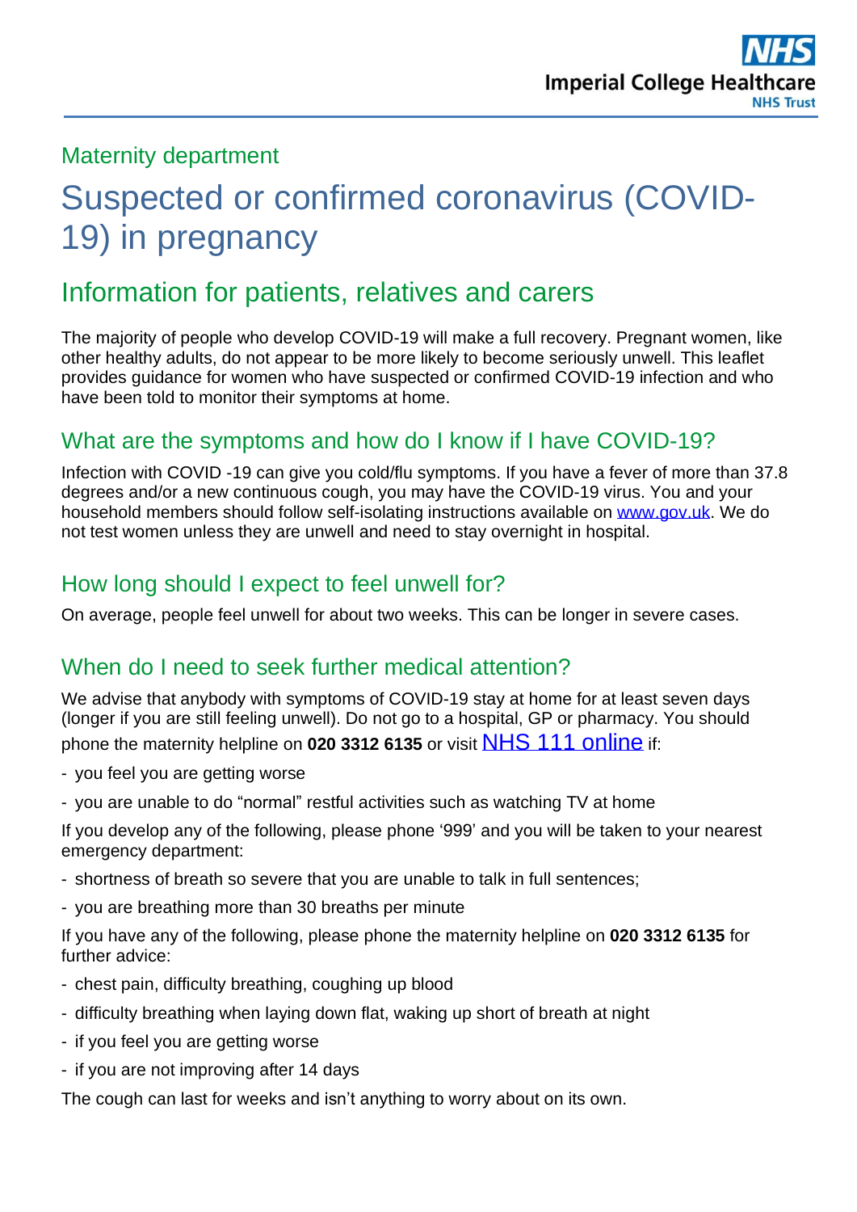Maternity department

# Suspected or confirmed coronavirus (COVID-19) in pregnancy

## Information for patients, relatives and carers

The majority of people who develop COVID-19 will make a full recovery. Pregnant women, like other healthy adults, do not appear to be more likely to become seriously unwell. This leaflet provides guidance for women who have suspected or confirmed COVID-19 infection and who have been told to monitor their symptoms at home.

## What are the symptoms and how do I know if I have COVID-19?

Infection with COVID -19 can give you cold/flu symptoms. If you have a fever of more than 37.8 degrees and/or a new continuous cough, you may have the COVID-19 virus. You and your household members should follow self-isolating instructions available on www.gov.uk. We do not test women unless they are unwell and need to stay overnight in hospital.

## How long should I expect to feel unwell for?

On average, people feel unwell for about two weeks. This can be longer in severe cases.

## When do I need to seek further medical attention?

We advise that anybody with symptoms of COVID-19 stay at home for at least seven days (longer if you are still feeling unwell). Do not go to a hospital, GP or pharmacy. You should phone the maternity helpline on **020 3312 6135** or visit NHS 111 online if:

- you feel you are getting worse
- you are unable to do "normal" restful activities such as watching TV at home

If you develop any of the following, please phone '999' and you will be taken to your nearest emergency department:

- shortness of breath so severe that you are unable to talk in full sentences;
- you are breathing more than 30 breaths per minute

If you have any of the following, please phone the maternity helpline on **020 3312 6135** for further advice:

- chest pain, difficulty breathing, coughing up blood
- difficulty breathing when laying down flat, waking up short of breath at night
- if you feel you are getting worse
- if you are not improving after 14 days

The cough can last for weeks and isn't anything to worry about on its own.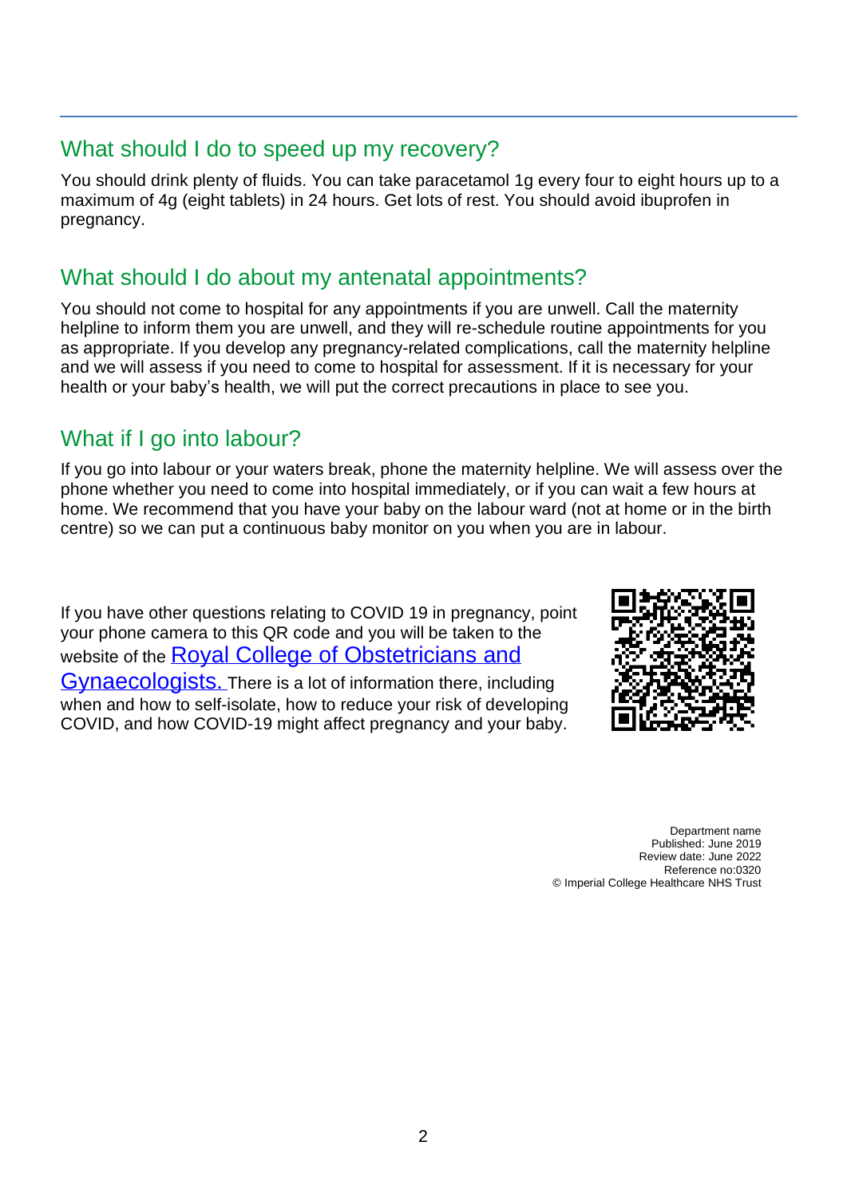## What should I do to speed up my recovery?

You should drink plenty of fluids. You can take paracetamol 1g every four to eight hours up to a maximum of 4g (eight tablets) in 24 hours. Get lots of rest. You should avoid ibuprofen in pregnancy.

## What should I do about my antenatal appointments?

You should not come to hospital for any appointments if you are unwell. Call the maternity helpline to inform them you are unwell, and they will re-schedule routine appointments for you as appropriate. If you develop any pregnancy-related complications, call the maternity helpline and we will assess if you need to come to hospital for assessment. If it is necessary for your health or your baby's health, we will put the correct precautions in place to see you.

## What if I go into labour?

If you go into labour or your waters break, phone the maternity helpline. We will assess over the phone whether you need to come into hospital immediately, or if you can wait a few hours at home. We recommend that you have your baby on the labour ward (not at home or in the birth centre) so we can put a continuous baby monitor on you when you are in labour.

If you have other questions relating to COVID 19 in pregnancy, point your phone camera to this QR code and you will be taken to the website of the Royal College of Obstetricians and Gynaecologists. There is a lot of information there, including when and how to self-isolate, how to reduce your risk of developing COVID, and how COVID-19 might affect pregnancy and your baby.

Department name
Published: June 2019
Review date: June 2022
Reference no:0320
© Imperial College Healthcare NHS Trust